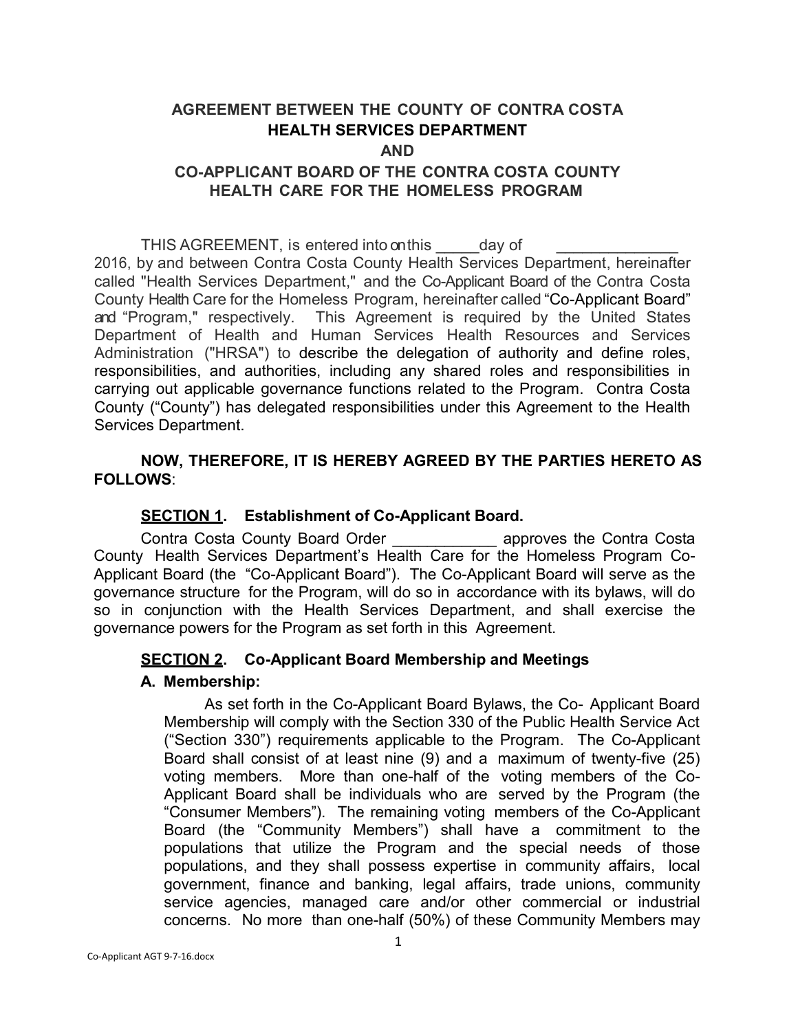# AGREEMENT BETWEEN THE COUNTY OF CONTRA COSTA HEALTH SERVICES DEPARTMENT

**AND**

# CO-APPLICANT BOARD OF THE CONTRA COSTA COUNTY HEALTH CARE FOR THE HOMELESS PROGRAM

THIS AGREEMENT, is entered into on this _____day of ______________ 2016, by and between Contra Costa County Health Services Department, hereinafter called "Health Services Department," and the Co-Applicant Board of the Contra Costa County Health Care for the Homeless Program, hereinafter called "Co-Applicant Board" and "Program," respectively. This Agreement is required by the United States Department of Health and Human Services Health Resources and Services Administration ("HRSA") to describe the delegation of authority and define roles, responsibilities, and authorities, including any shared roles and responsibilities in carrying out applicable governance functions related to the Program. Contra Costa County ("County") has delegated responsibilities under this Agreement to the Health Services Department.

**NOW, THEREFORE, IT IS HEREBY AGREED BY THE PARTIES HERETO AS FOLLOWS**:

## SECTION 1. Establishment of Co-Applicant Board.

Contra Costa County Board Order ____________ approves the Contra Costa County Health Services Department's Health Care for the Homeless Program Co-Applicant Board (the "Co-Applicant Board"). The Co-Applicant Board will serve as the governance structure for the Program, will do so in accordance with its bylaws, will do so in conjunction with the Health Services Department, and shall exercise the governance powers for the Program as set forth in this Agreement.

## SECTION 2. Co-Applicant Board Membership and Meetings

### A. Membership:

As set forth in the Co-Applicant Board Bylaws, the Co- Applicant Board Membership will comply with the Section 330 of the Public Health Service Act ("Section 330") requirements applicable to the Program. The Co-Applicant Board shall consist of at least nine (9) and a maximum of twenty-five (25) voting members. More than one-half of the voting members of the Co-Applicant Board shall be individuals who are served by the Program (the "Consumer Members"). The remaining voting members of the Co-Applicant Board (the "Community Members") shall have a commitment to the populations that utilize the Program and the special needs of those populations, and they shall possess expertise in community affairs, local government, finance and banking, legal affairs, trade unions, community service agencies, managed care and/or other commercial or industrial concerns. No more than one-half (50%) of these Community Members may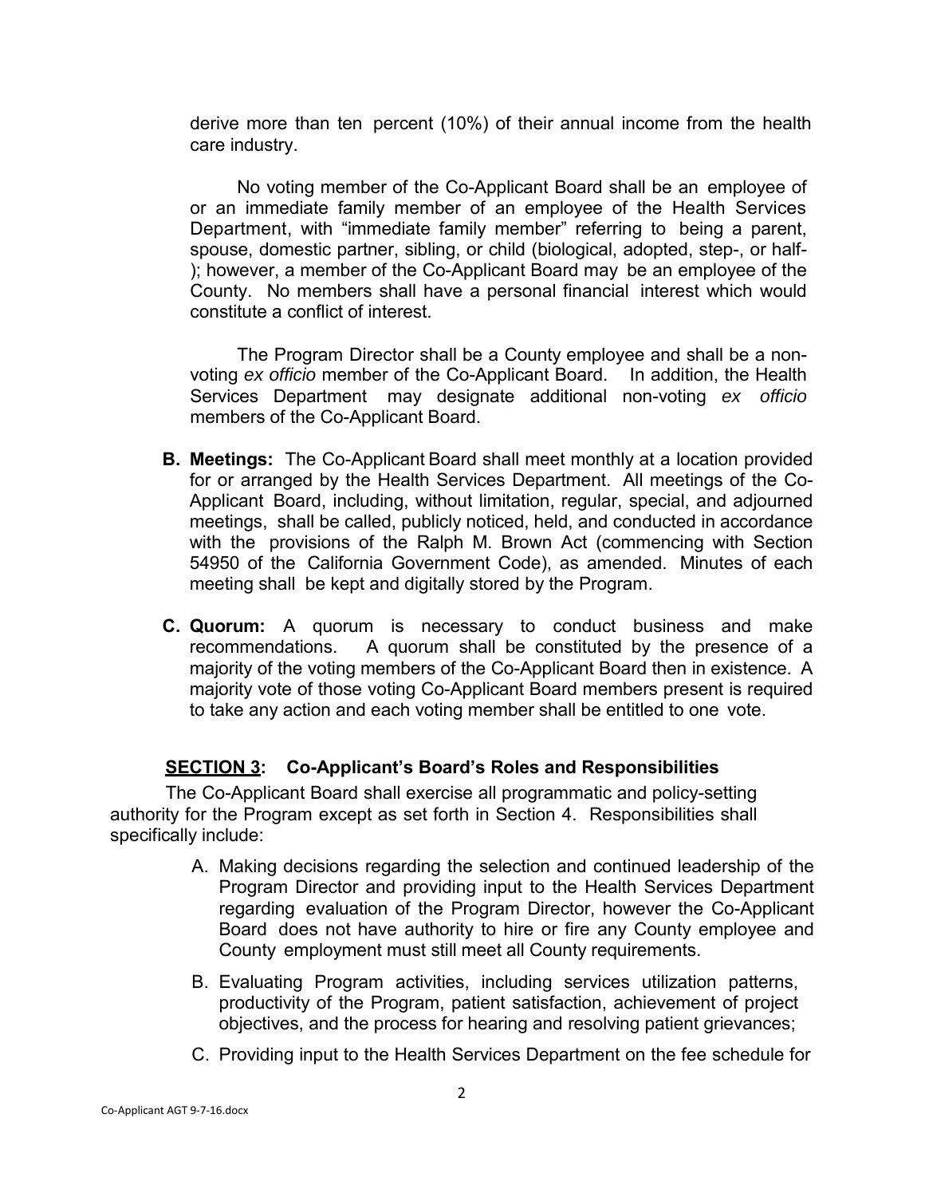derive more than ten percent (10%) of their annual income from the health care industry.

No voting member of the Co-Applicant Board shall be an employee of or an immediate family member of an employee of the Health Services Department, with "immediate family member" referring to being a parent, spouse, domestic partner, sibling, or child (biological, adopted, step-, or half-); however, a member of the Co-Applicant Board may be an employee of the County. No members shall have a personal financial interest which would constitute a conflict of interest.

The Program Director shall be a County employee and shall be a non-voting *ex officio* member of the Co-Applicant Board. In addition, the Health Services Department may designate additional non-voting *ex officio* members of the Co-Applicant Board.

**B. Meetings:** The Co-Applicant Board shall meet monthly at a location provided for or arranged by the Health Services Department. All meetings of the Co-Applicant Board, including, without limitation, regular, special, and adjourned meetings, shall be called, publicly noticed, held, and conducted in accordance with the provisions of the Ralph M. Brown Act (commencing with Section 54950 of the California Government Code), as amended. Minutes of each meeting shall be kept and digitally stored by the Program.

**C. Quorum:** A quorum is necessary to conduct business and make recommendations. A quorum shall be constituted by the presence of a majority of the voting members of the Co-Applicant Board then in existence. A majority vote of those voting Co-Applicant Board members present is required to take any action and each voting member shall be entitled to one vote.

## **<u>SECTION 3</u>: Co-Applicant's Board's Roles and Responsibilities**

The Co-Applicant Board shall exercise all programmatic and policy-setting authority for the Program except as set forth in Section 4. Responsibilities shall specifically include:

A. Making decisions regarding the selection and continued leadership of the Program Director and providing input to the Health Services Department regarding evaluation of the Program Director, however the Co-Applicant Board does not have authority to hire or fire any County employee and County employment must still meet all County requirements.

B. Evaluating Program activities, including services utilization patterns, productivity of the Program, patient satisfaction, achievement of project objectives, and the process for hearing and resolving patient grievances;

C. Providing input to the Health Services Department on the fee schedule for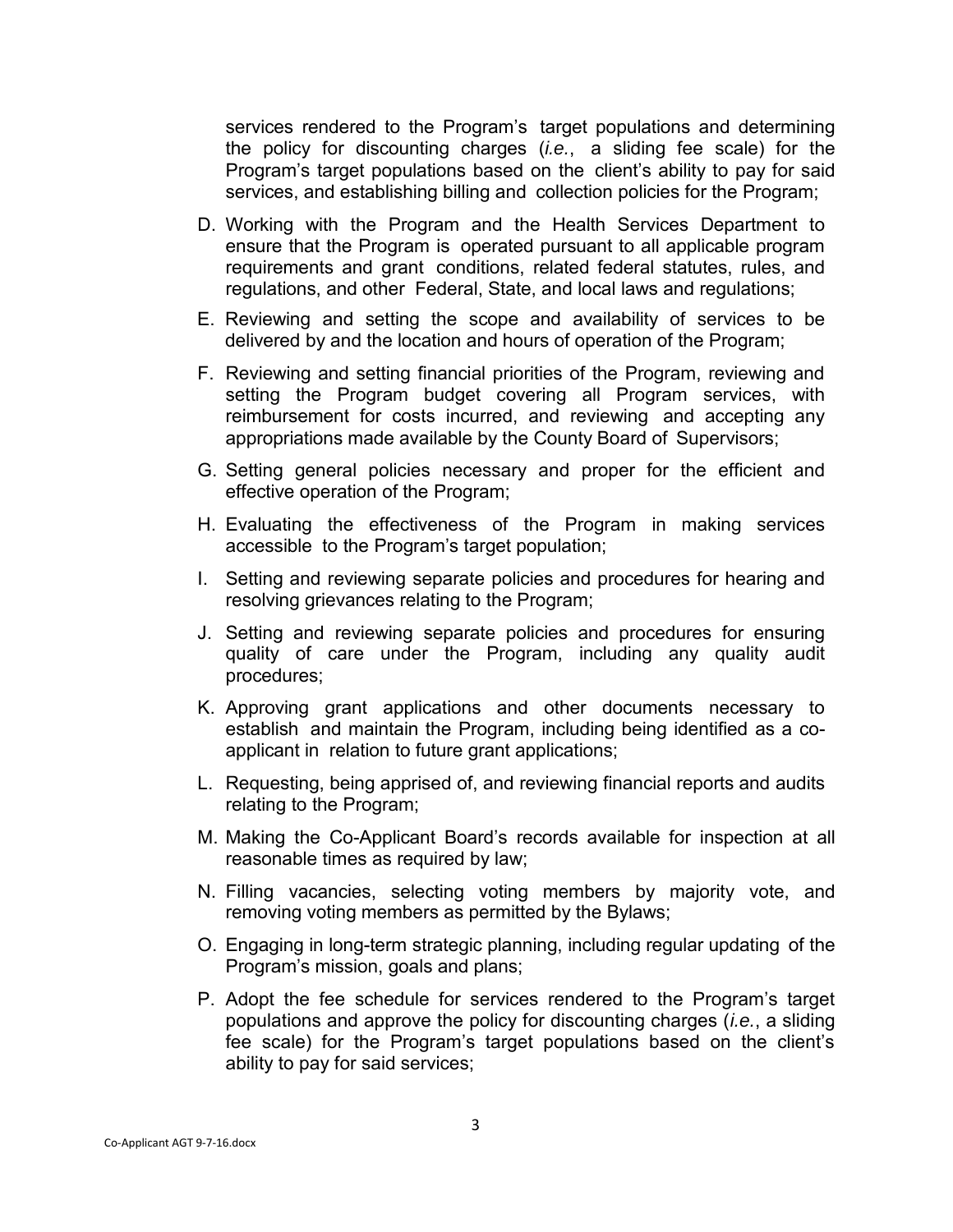services rendered to the Program's target populations and determining the policy for discounting charges (*i.e.*, a sliding fee scale) for the Program's target populations based on the client's ability to pay for said services, and establishing billing and collection policies for the Program;

D. Working with the Program and the Health Services Department to ensure that the Program is operated pursuant to all applicable program requirements and grant conditions, related federal statutes, rules, and regulations, and other Federal, State, and local laws and regulations;

E. Reviewing and setting the scope and availability of services to be delivered by and the location and hours of operation of the Program;

F. Reviewing and setting financial priorities of the Program, reviewing and setting the Program budget covering all Program services, with reimbursement for costs incurred, and reviewing and accepting any appropriations made available by the County Board of Supervisors;

G. Setting general policies necessary and proper for the efficient and effective operation of the Program;

H. Evaluating the effectiveness of the Program in making services accessible to the Program's target population;

I. Setting and reviewing separate policies and procedures for hearing and resolving grievances relating to the Program;

J. Setting and reviewing separate policies and procedures for ensuring quality of care under the Program, including any quality audit procedures;

K. Approving grant applications and other documents necessary to establish and maintain the Program, including being identified as a co-applicant in relation to future grant applications;

L. Requesting, being apprised of, and reviewing financial reports and audits relating to the Program;

M. Making the Co-Applicant Board's records available for inspection at all reasonable times as required by law;

N. Filling vacancies, selecting voting members by majority vote, and removing voting members as permitted by the Bylaws;

O. Engaging in long-term strategic planning, including regular updating of the Program's mission, goals and plans;

P. Adopt the fee schedule for services rendered to the Program's target populations and approve the policy for discounting charges (*i.e.*, a sliding fee scale) for the Program's target populations based on the client's ability to pay for said services;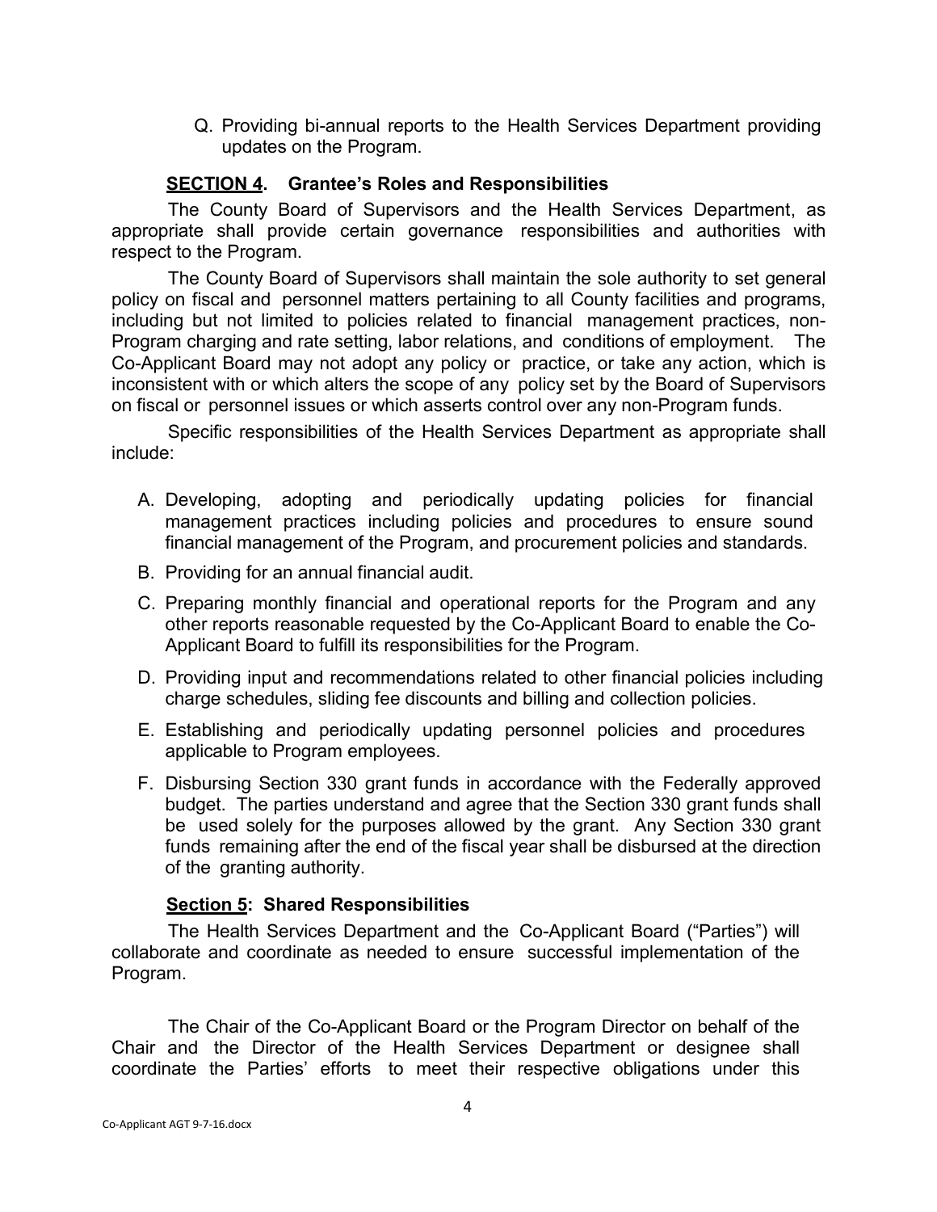Q. Providing bi-annual reports to the Health Services Department providing updates on the Program.

**<u>SECTION 4</u>. Grantee's Roles and Responsibilities**

The County Board of Supervisors and the Health Services Department, as appropriate shall provide certain governance responsibilities and authorities with respect to the Program.

The County Board of Supervisors shall maintain the sole authority to set general policy on fiscal and personnel matters pertaining to all County facilities and programs, including but not limited to policies related to financial management practices, non-Program charging and rate setting, labor relations, and conditions of employment. The Co-Applicant Board may not adopt any policy or practice, or take any action, which is inconsistent with or which alters the scope of any policy set by the Board of Supervisors on fiscal or personnel issues or which asserts control over any non-Program funds.

Specific responsibilities of the Health Services Department as appropriate shall include:

A. Developing, adopting and periodically updating policies for financial management practices including policies and procedures to ensure sound financial management of the Program, and procurement policies and standards.

B. Providing for an annual financial audit.

C. Preparing monthly financial and operational reports for the Program and any other reports reasonable requested by the Co-Applicant Board to enable the Co-Applicant Board to fulfill its responsibilities for the Program.

D. Providing input and recommendations related to other financial policies including charge schedules, sliding fee discounts and billing and collection policies.

E. Establishing and periodically updating personnel policies and procedures applicable to Program employees.

F. Disbursing Section 330 grant funds in accordance with the Federally approved budget. The parties understand and agree that the Section 330 grant funds shall be used solely for the purposes allowed by the grant. Any Section 330 grant funds remaining after the end of the fiscal year shall be disbursed at the direction of the granting authority.

**<u>Section 5</u>: Shared Responsibilities**

The Health Services Department and the Co-Applicant Board ("Parties") will collaborate and coordinate as needed to ensure successful implementation of the Program.

The Chair of the Co-Applicant Board or the Program Director on behalf of the Chair and the Director of the Health Services Department or designee shall coordinate the Parties' efforts to meet their respective obligations under this

Co-Applicant AGT 9-7-16.docx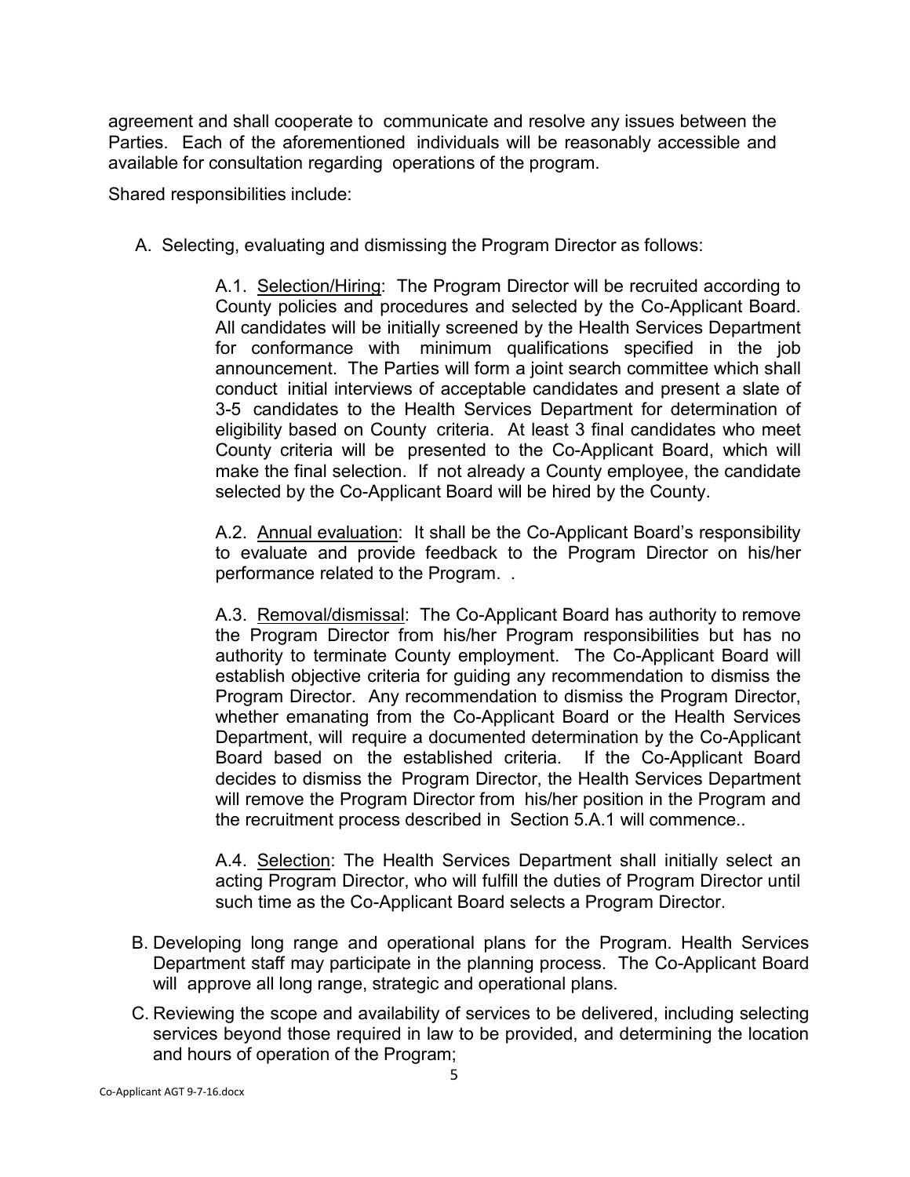agreement and shall cooperate to communicate and resolve any issues between the Parties. Each of the aforementioned individuals will be reasonably accessible and available for consultation regarding operations of the program.

Shared responsibilities include:

A. Selecting, evaluating and dismissing the Program Director as follows:

> A.1. <u>Selection/Hiring</u>: The Program Director will be recruited according to County policies and procedures and selected by the Co-Applicant Board. All candidates will be initially screened by the Health Services Department for conformance with minimum qualifications specified in the job announcement. The Parties will form a joint search committee which shall conduct initial interviews of acceptable candidates and present a slate of 3-5 candidates to the Health Services Department for determination of eligibility based on County criteria. At least 3 final candidates who meet County criteria will be presented to the Co-Applicant Board, which will make the final selection. If not already a County employee, the candidate selected by the Co-Applicant Board will be hired by the County.
>
> A.2. <u>Annual evaluation</u>: It shall be the Co-Applicant Board's responsibility to evaluate and provide feedback to the Program Director on his/her performance related to the Program. .
>
> A.3. <u>Removal/dismissal</u>: The Co-Applicant Board has authority to remove the Program Director from his/her Program responsibilities but has no authority to terminate County employment. The Co-Applicant Board will establish objective criteria for guiding any recommendation to dismiss the Program Director. Any recommendation to dismiss the Program Director, whether emanating from the Co-Applicant Board or the Health Services Department, will require a documented determination by the Co-Applicant Board based on the established criteria. If the Co-Applicant Board decides to dismiss the Program Director, the Health Services Department will remove the Program Director from his/her position in the Program and the recruitment process described in Section 5.A.1 will commence..
>
> A.4. <u>Selection</u>: The Health Services Department shall initially select an acting Program Director, who will fulfill the duties of Program Director until such time as the Co-Applicant Board selects a Program Director.

B. Developing long range and operational plans for the Program. Health Services Department staff may participate in the planning process. The Co-Applicant Board will approve all long range, strategic and operational plans.

C. Reviewing the scope and availability of services to be delivered, including selecting services beyond those required in law to be provided, and determining the location and hours of operation of the Program;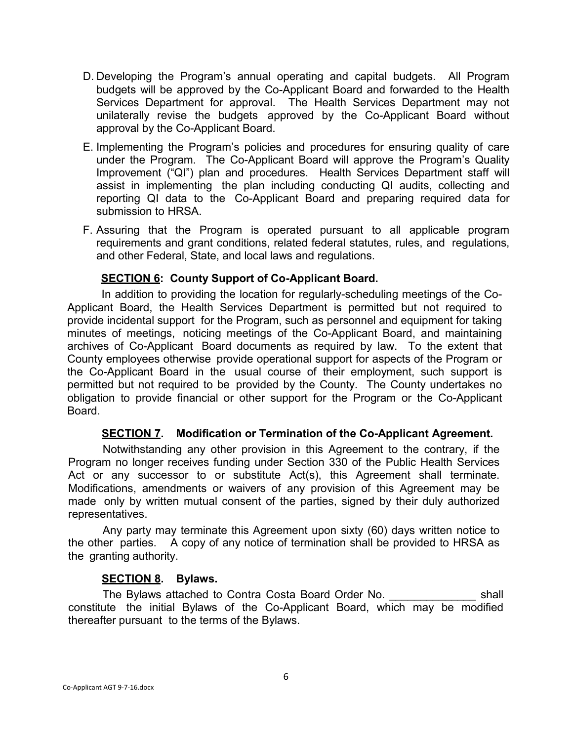D. Developing the Program's annual operating and capital budgets. All Program budgets will be approved by the Co-Applicant Board and forwarded to the Health Services Department for approval. The Health Services Department may not unilaterally revise the budgets approved by the Co-Applicant Board without approval by the Co-Applicant Board.

E. Implementing the Program's policies and procedures for ensuring quality of care under the Program. The Co-Applicant Board will approve the Program's Quality Improvement ("QI") plan and procedures. Health Services Department staff will assist in implementing the plan including conducting QI audits, collecting and reporting QI data to the Co-Applicant Board and preparing required data for submission to HRSA.

F. Assuring that the Program is operated pursuant to all applicable program requirements and grant conditions, related federal statutes, rules, and regulations, and other Federal, State, and local laws and regulations.

**<u>SECTION 6</u>: County Support of Co-Applicant Board.**

In addition to providing the location for regularly-scheduling meetings of the Co-Applicant Board, the Health Services Department is permitted but not required to provide incidental support for the Program, such as personnel and equipment for taking minutes of meetings, noticing meetings of the Co-Applicant Board, and maintaining archives of Co-Applicant Board documents as required by law. To the extent that County employees otherwise provide operational support for aspects of the Program or the Co-Applicant Board in the usual course of their employment, such support is permitted but not required to be provided by the County. The County undertakes no obligation to provide financial or other support for the Program or the Co-Applicant Board.

**<u>SECTION 7</u>. Modification or Termination of the Co-Applicant Agreement.**

Notwithstanding any other provision in this Agreement to the contrary, if the Program no longer receives funding under Section 330 of the Public Health Services Act or any successor to or substitute Act(s), this Agreement shall terminate. Modifications, amendments or waivers of any provision of this Agreement may be made only by written mutual consent of the parties, signed by their duly authorized representatives.

Any party may terminate this Agreement upon sixty (60) days written notice to the other parties. A copy of any notice of termination shall be provided to HRSA as the granting authority.

**<u>SECTION 8</u>. Bylaws.**

The Bylaws attached to Contra Costa Board Order No. ______________ shall constitute the initial Bylaws of the Co-Applicant Board, which may be modified thereafter pursuant to the terms of the Bylaws.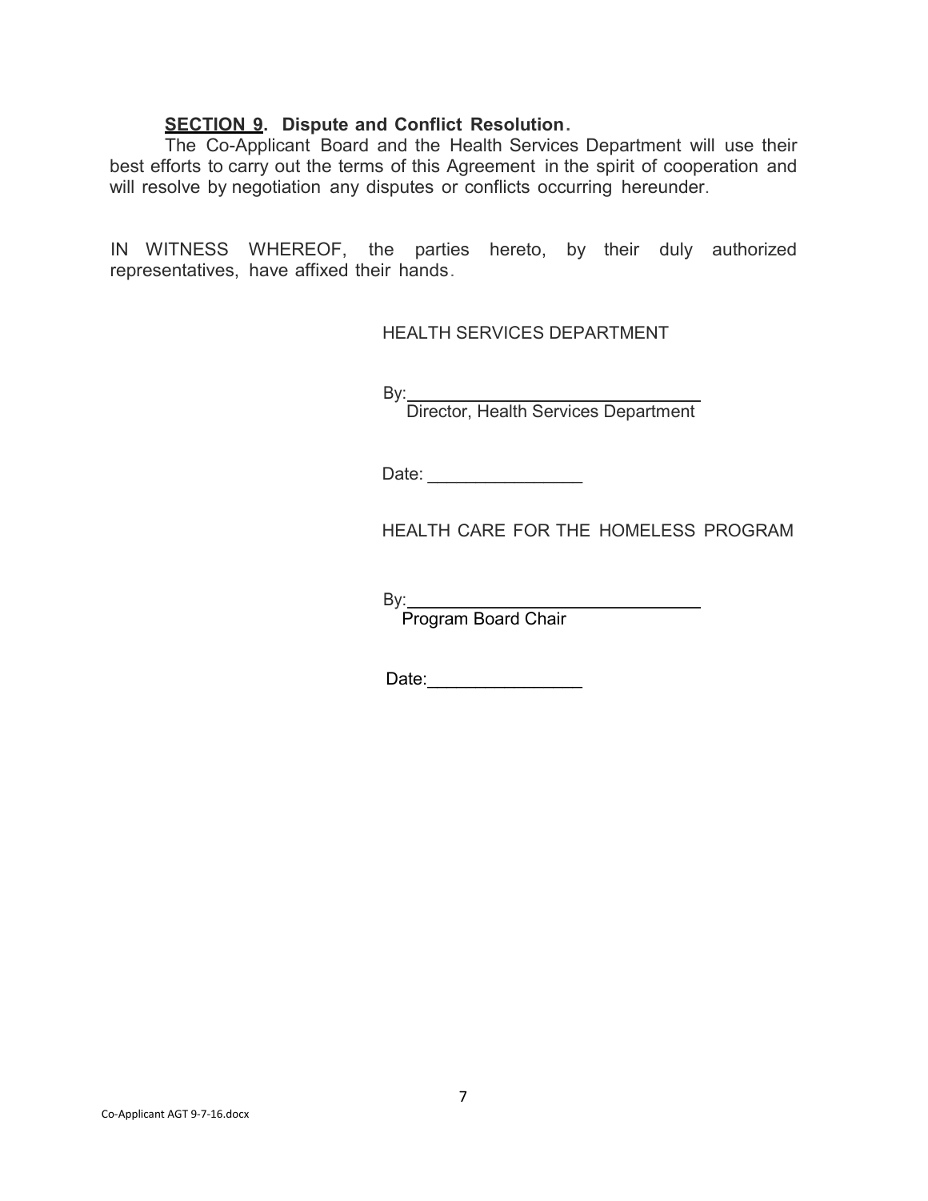**<u>SECTION 9</u>. Dispute and Conflict Resolution.**

The Co-Applicant Board and the Health Services Department will use their best efforts to carry out the terms of this Agreement in the spirit of cooperation and will resolve by negotiation any disputes or conflicts occurring hereunder.

IN WITNESS WHEREOF, the parties hereto, by their duly authorized representatives, have affixed their hands.

HEALTH SERVICES DEPARTMENT

By:\_\_\_\_\_\_\_\_\_\_\_\_\_\_\_\_\_\_\_\_\_\_\_\_\_\_\_\_\_\_
Director, Health Services Department

Date: \_\_\_\_\_\_\_\_\_\_\_\_\_\_\_\_

HEALTH CARE FOR THE HOMELESS PROGRAM

By:\_\_\_\_\_\_\_\_\_\_\_\_\_\_\_\_\_\_\_\_\_\_\_\_\_\_\_\_\_\_
Program Board Chair

Date:\_\_\_\_\_\_\_\_\_\_\_\_\_\_\_\_

Co-Applicant AGT 9-7-16.docx